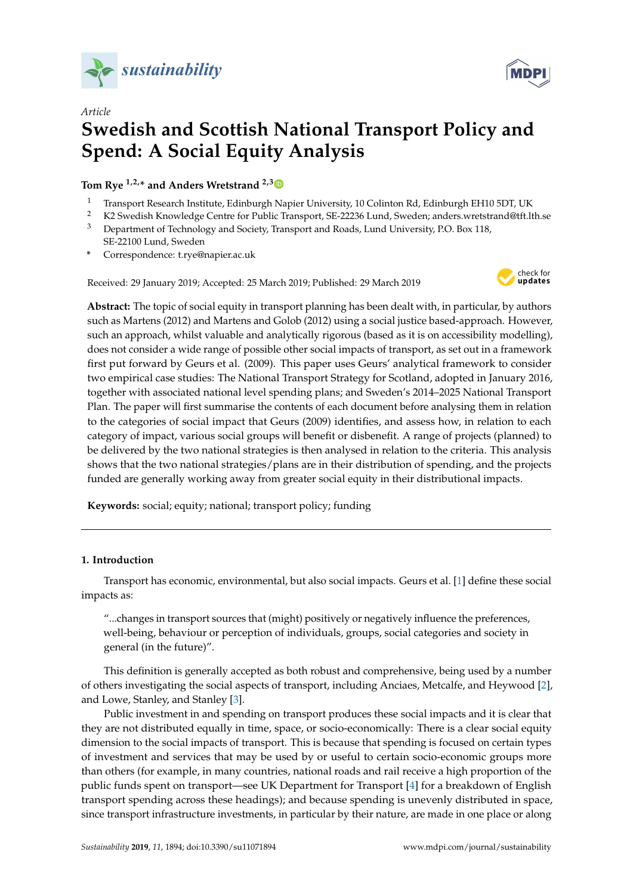*Article*

# Swedish and Scottish National Transport Policy and Spend: A Social Equity Analysis

**Tom Rye [1,2,*] and Anders Wretstrand [2,3]**

[1] Transport Research Institute, Edinburgh Napier University, 10 Colinton Rd, Edinburgh EH10 5DT, UK
[2] K2 Swedish Knowledge Centre for Public Transport, SE-22236 Lund, Sweden; anders.wretstrand@tft.lth.se
[3] Department of Technology and Society, Transport and Roads, Lund University, P.O. Box 118, SE-22100 Lund, Sweden
[*] Correspondence: t.rye@napier.ac.uk

Received: 29 January 2019; Accepted: 25 March 2019; Published: 29 March 2019

**Abstract:** The topic of social equity in transport planning has been dealt with, in particular, by authors such as Martens (2012) and Martens and Golob (2012) using a social justice based-approach. However, such an approach, whilst valuable and analytically rigorous (based as it is on accessibility modelling), does not consider a wide range of possible other social impacts of transport, as set out in a framework first put forward by Geurs et al. (2009). This paper uses Geurs' analytical framework to consider two empirical case studies: The National Transport Strategy for Scotland, adopted in January 2016, together with associated national level spending plans; and Sweden's 2014–2025 National Transport Plan. The paper will first summarise the contents of each document before analysing them in relation to the categories of social impact that Geurs (2009) identifies, and assess how, in relation to each category of impact, various social groups will benefit or disbenefit. A range of projects (planned) to be delivered by the two national strategies is then analysed in relation to the criteria. This analysis shows that the two national strategies/plans are in their distribution of spending, and the projects funded are generally working away from greater social equity in their distributional impacts.

**Keywords:** social; equity; national; transport policy; funding

## 1. Introduction

Transport has economic, environmental, but also social impacts. Geurs et al. [1] define these social impacts as:

> "...changes in transport sources that (might) positively or negatively influence the preferences, well-being, behaviour or perception of individuals, groups, social categories and society in general (in the future)".

This definition is generally accepted as both robust and comprehensive, being used by a number of others investigating the social aspects of transport, including Anciaes, Metcalfe, and Heywood [2], and Lowe, Stanley, and Stanley [3].

Public investment in and spending on transport produces these social impacts and it is clear that they are not distributed equally in time, space, or socio-economically: There is a clear social equity dimension to the social impacts of transport. This is because that spending is focused on certain types of investment and services that may be used by or useful to certain socio-economic groups more than others (for example, in many countries, national roads and rail receive a high proportion of the public funds spent on transport—see UK Department for Transport [4] for a breakdown of English transport spending across these headings); and because spending is unevenly distributed in space, since transport infrastructure investments, in particular by their nature, are made in one place or along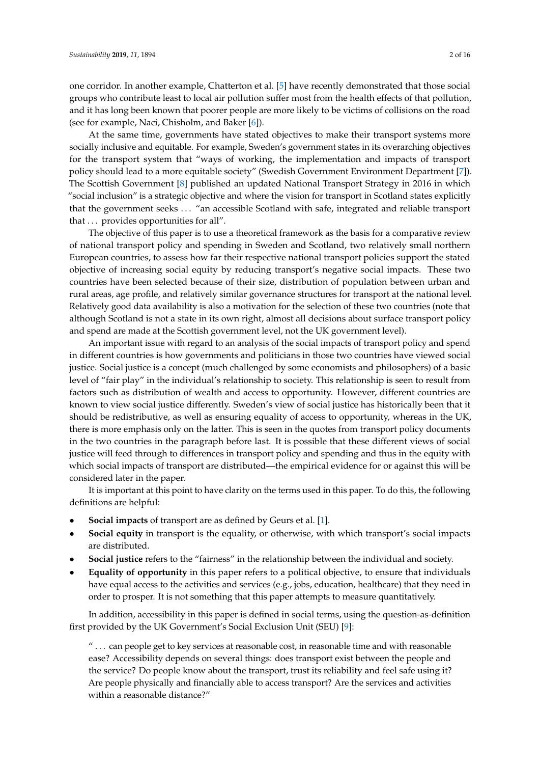one corridor. In another example, Chatterton et al. [5] have recently demonstrated that those social groups who contribute least to local air pollution suffer most from the health effects of that pollution, and it has long been known that poorer people are more likely to be victims of collisions on the road (see for example, Naci, Chisholm, and Baker [6]).

At the same time, governments have stated objectives to make their transport systems more socially inclusive and equitable. For example, Sweden's government states in its overarching objectives for the transport system that "ways of working, the implementation and impacts of transport policy should lead to a more equitable society" (Swedish Government Environment Department [7]). The Scottish Government [8] published an updated National Transport Strategy in 2016 in which "social inclusion" is a strategic objective and where the vision for transport in Scotland states explicitly that the government seeks ... "an accessible Scotland with safe, integrated and reliable transport that ... provides opportunities for all".

The objective of this paper is to use a theoretical framework as the basis for a comparative review of national transport policy and spending in Sweden and Scotland, two relatively small northern European countries, to assess how far their respective national transport policies support the stated objective of increasing social equity by reducing transport's negative social impacts. These two countries have been selected because of their size, distribution of population between urban and rural areas, age profile, and relatively similar governance structures for transport at the national level. Relatively good data availability is also a motivation for the selection of these two countries (note that although Scotland is not a state in its own right, almost all decisions about surface transport policy and spend are made at the Scottish government level, not the UK government level).

An important issue with regard to an analysis of the social impacts of transport policy and spend in different countries is how governments and politicians in those two countries have viewed social justice. Social justice is a concept (much challenged by some economists and philosophers) of a basic level of "fair play" in the individual's relationship to society. This relationship is seen to result from factors such as distribution of wealth and access to opportunity. However, different countries are known to view social justice differently. Sweden's view of social justice has historically been that it should be redistributive, as well as ensuring equality of access to opportunity, whereas in the UK, there is more emphasis only on the latter. This is seen in the quotes from transport policy documents in the two countries in the paragraph before last. It is possible that these different views of social justice will feed through to differences in transport policy and spending and thus in the equity with which social impacts of transport are distributed—the empirical evidence for or against this will be considered later in the paper.

It is important at this point to have clarity on the terms used in this paper. To do this, the following definitions are helpful:

- **Social impacts** of transport are as defined by Geurs et al. [1].
- **Social equity** in transport is the equality, or otherwise, with which transport's social impacts are distributed.
- **Social justice** refers to the "fairness" in the relationship between the individual and society.
- **Equality of opportunity** in this paper refers to a political objective, to ensure that individuals have equal access to the activities and services (e.g., jobs, education, healthcare) that they need in order to prosper. It is not something that this paper attempts to measure quantitatively.

In addition, accessibility in this paper is defined in social terms, using the question-as-definition first provided by the UK Government's Social Exclusion Unit (SEU) [9]:

> " ... can people get to key services at reasonable cost, in reasonable time and with reasonable ease? Accessibility depends on several things: does transport exist between the people and the service? Do people know about the transport, trust its reliability and feel safe using it? Are people physically and financially able to access transport? Are the services and activities within a reasonable distance?"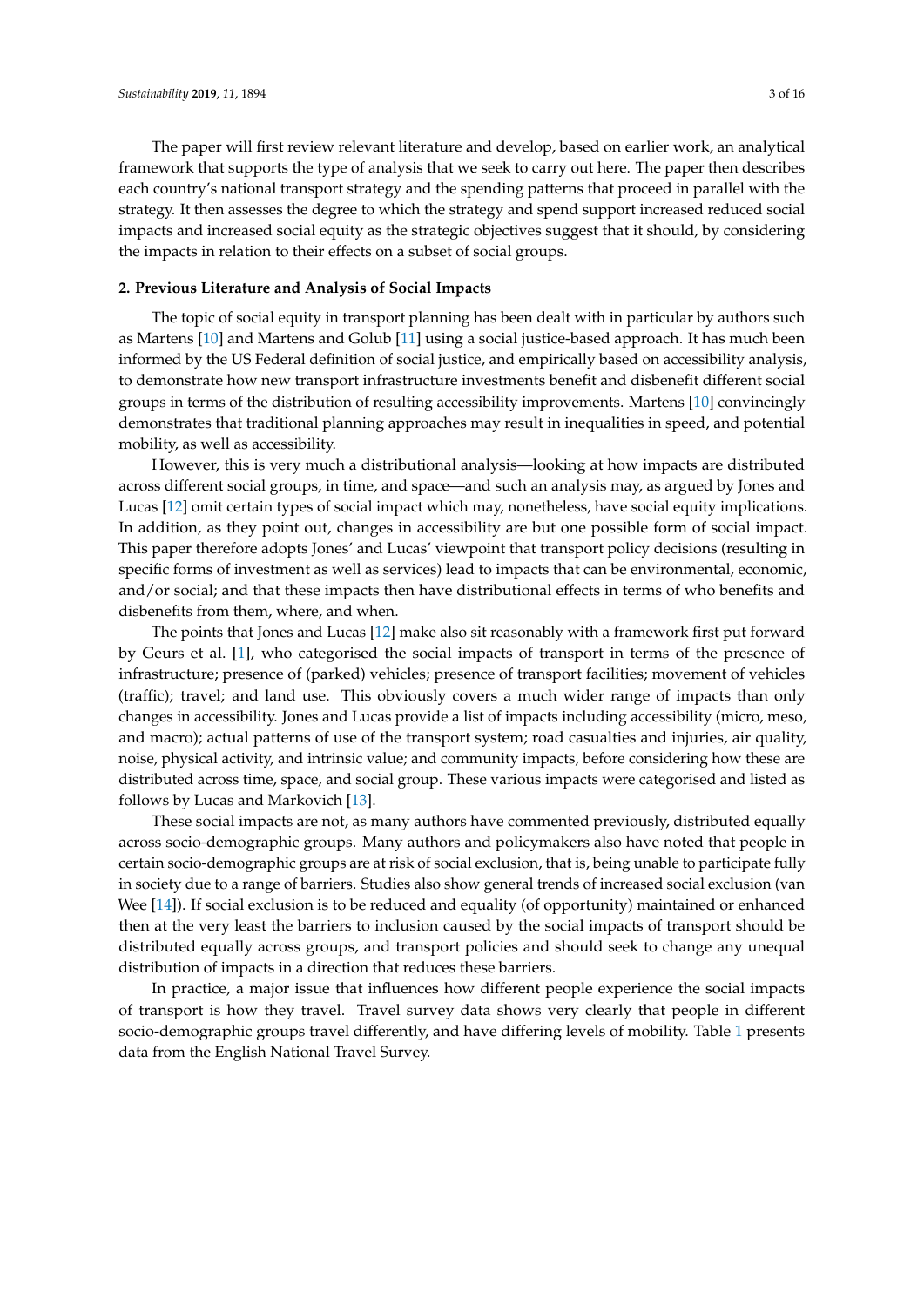The paper will first review relevant literature and develop, based on earlier work, an analytical framework that supports the type of analysis that we seek to carry out here. The paper then describes each country's national transport strategy and the spending patterns that proceed in parallel with the strategy. It then assesses the degree to which the strategy and spend support increased reduced social impacts and increased social equity as the strategic objectives suggest that it should, by considering the impacts in relation to their effects on a subset of social groups.

## 2. Previous Literature and Analysis of Social Impacts

The topic of social equity in transport planning has been dealt with in particular by authors such as Martens [10] and Martens and Golub [11] using a social justice-based approach. It has much been informed by the US Federal definition of social justice, and empirically based on accessibility analysis, to demonstrate how new transport infrastructure investments benefit and disbenefit different social groups in terms of the distribution of resulting accessibility improvements. Martens [10] convincingly demonstrates that traditional planning approaches may result in inequalities in speed, and potential mobility, as well as accessibility.

However, this is very much a distributional analysis—looking at how impacts are distributed across different social groups, in time, and space—and such an analysis may, as argued by Jones and Lucas [12] omit certain types of social impact which may, nonetheless, have social equity implications. In addition, as they point out, changes in accessibility are but one possible form of social impact. This paper therefore adopts Jones' and Lucas' viewpoint that transport policy decisions (resulting in specific forms of investment as well as services) lead to impacts that can be environmental, economic, and/or social; and that these impacts then have distributional effects in terms of who benefits and disbenefits from them, where, and when.

The points that Jones and Lucas [12] make also sit reasonably with a framework first put forward by Geurs et al. [1], who categorised the social impacts of transport in terms of the presence of infrastructure; presence of (parked) vehicles; presence of transport facilities; movement of vehicles (traffic); travel; and land use. This obviously covers a much wider range of impacts than only changes in accessibility. Jones and Lucas provide a list of impacts including accessibility (micro, meso, and macro); actual patterns of use of the transport system; road casualties and injuries, air quality, noise, physical activity, and intrinsic value; and community impacts, before considering how these are distributed across time, space, and social group. These various impacts were categorised and listed as follows by Lucas and Markovich [13].

These social impacts are not, as many authors have commented previously, distributed equally across socio-demographic groups. Many authors and policymakers also have noted that people in certain socio-demographic groups are at risk of social exclusion, that is, being unable to participate fully in society due to a range of barriers. Studies also show general trends of increased social exclusion (van Wee [14]). If social exclusion is to be reduced and equality (of opportunity) maintained or enhanced then at the very least the barriers to inclusion caused by the social impacts of transport should be distributed equally across groups, and transport policies and should seek to change any unequal distribution of impacts in a direction that reduces these barriers.

In practice, a major issue that influences how different people experience the social impacts of transport is how they travel. Travel survey data shows very clearly that people in different socio-demographic groups travel differently, and have differing levels of mobility. Table 1 presents data from the English National Travel Survey.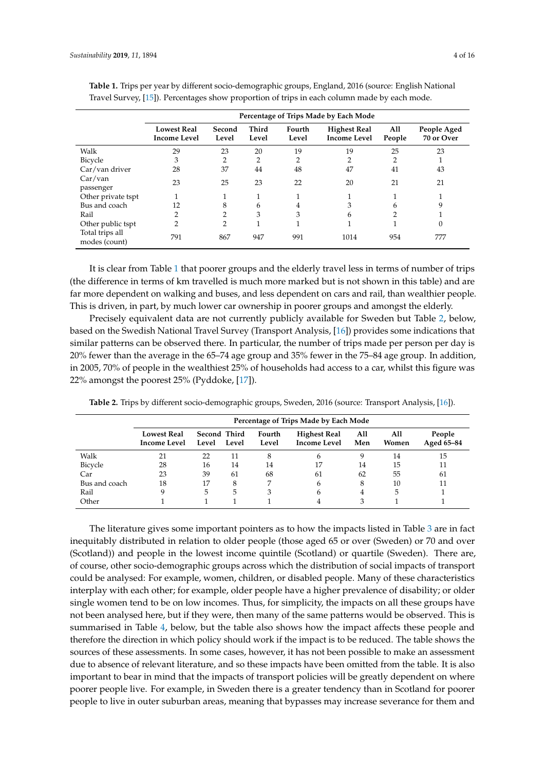**Table 1.** Trips per year by different socio-demographic groups, England, 2016 (source: English National Travel Survey, [15]). Percentages show proportion of trips in each column made by each mode.

| | Percentage of Trips Made by Each Mode | | | | | | |
|---|---|---|---|---|---|---|---|
| | **Lowest Real Income Level** | **Second Level** | **Third Level** | **Fourth Level** | **Highest Real Income Level** | **All People** | **People Aged 70 or Over** |
| Walk | 29 | 23 | 20 | 19 | 19 | 25 | 23 |
| Bicycle | 3 | 2 | 2 | 2 | 2 | 2 | 1 |
| Car/van driver | 28 | 37 | 44 | 48 | 47 | 41 | 43 |
| Car/van passenger | 23 | 25 | 23 | 22 | 20 | 21 | 21 |
| Other private tspt | 1 | 1 | 1 | 1 | 1 | 1 | 1 |
| Bus and coach | 12 | 8 | 6 | 4 | 3 | 6 | 9 |
| Rail | 2 | 2 | 3 | 3 | 6 | 2 | 1 |
| Other public tspt | 2 | 2 | 1 | 1 | 1 | 1 | 0 |
| Total trips all modes (count) | 791 | 867 | 947 | 991 | 1014 | 954 | 777 |

It is clear from Table 1 that poorer groups and the elderly travel less in terms of number of trips (the difference in terms of km travelled is much more marked but is not shown in this table) and are far more dependent on walking and buses, and less dependent on cars and rail, than wealthier people. This is driven, in part, by much lower car ownership in poorer groups and amongst the elderly.

Precisely equivalent data are not currently publicly available for Sweden but Table 2, below, based on the Swedish National Travel Survey (Transport Analysis, [16]) provides some indications that similar patterns can be observed there. In particular, the number of trips made per person per day is 20% fewer than the average in the 65–74 age group and 35% fewer in the 75–84 age group. In addition, in 2005, 70% of people in the wealthiest 25% of households had access to a car, whilst this figure was 22% amongst the poorest 25% (Pyddoke, [17]).

**Table 2.** Trips by different socio-demographic groups, Sweden, 2016 (source: Transport Analysis, [16]).

| | Percentage of Trips Made by Each Mode | | | | | | | |
|---|---|---|---|---|---|---|---|---|
| | **Lowest Real Income Level** | **Second Level** | **Third Level** | **Fourth Level** | **Highest Real Income Level** | **All Men** | **All Women** | **People Aged 65–84** |
| Walk | 21 | 22 | 11 | 8 | 6 | 9 | 14 | 15 |
| Bicycle | 28 | 16 | 14 | 14 | 17 | 14 | 15 | 11 |
| Car | 23 | 39 | 61 | 68 | 61 | 62 | 55 | 61 |
| Bus and coach | 18 | 17 | 8 | 7 | 6 | 8 | 10 | 11 |
| Rail | 9 | 5 | 5 | 3 | 6 | 4 | 5 | 1 |
| Other | 1 | 1 | 1 | 1 | 4 | 3 | 1 | 1 |

The literature gives some important pointers as to how the impacts listed in Table 3 are in fact inequitably distributed in relation to older people (those aged 65 or over (Sweden) or 70 and over (Scotland)) and people in the lowest income quintile (Scotland) or quartile (Sweden). There are, of course, other socio-demographic groups across which the distribution of social impacts of transport could be analysed: For example, women, children, or disabled people. Many of these characteristics interplay with each other; for example, older people have a higher prevalence of disability; or older single women tend to be on low incomes. Thus, for simplicity, the impacts on all these groups have not been analysed here, but if they were, then many of the same patterns would be observed. This is summarised in Table 4, below, but the table also shows how the impact affects these people and therefore the direction in which policy should work if the impact is to be reduced. The table shows the sources of these assessments. In some cases, however, it has not been possible to make an assessment due to absence of relevant literature, and so these impacts have been omitted from the table. It is also important to bear in mind that the impacts of transport policies will be greatly dependent on where poorer people live. For example, in Sweden there is a greater tendency than in Scotland for poorer people to live in outer suburban areas, meaning that bypasses may increase severance for them and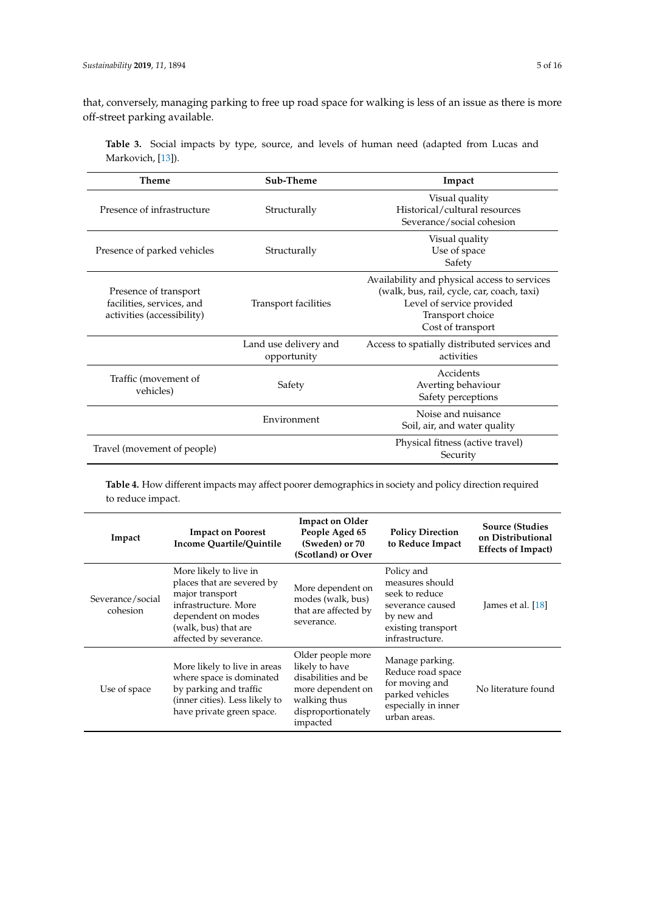that, conversely, managing parking to free up road space for walking is less of an issue as there is more off-street parking available.

**Table 3.** Social impacts by type, source, and levels of human need (adapted from Lucas and Markovich, [13]).

| Theme | Sub-Theme | Impact |
|---|---|---|
| Presence of infrastructure | Structurally | Visual quality<br>Historical/cultural resources<br>Severance/social cohesion |
| Presence of parked vehicles | Structurally | Visual quality<br>Use of space<br>Safety |
| Presence of transport facilities, services, and activities (accessibility) | Transport facilities | Availability and physical access to services (walk, bus, rail, cycle, car, coach, taxi)<br>Level of service provided<br>Transport choice<br>Cost of transport |
| | Land use delivery and opportunity | Access to spatially distributed services and activities |
| Traffic (movement of vehicles) | Safety | Accidents<br>Averting behaviour<br>Safety perceptions |
| | Environment | Noise and nuisance<br>Soil, air, and water quality |
| Travel (movement of people) | | Physical fitness (active travel)<br>Security |

**Table 4.** How different impacts may affect poorer demographics in society and policy direction required to reduce impact.

| Impact | Impact on Poorest Income Quartile/Quintile | Impact on Older People Aged 65 (Sweden) or 70 (Scotland) or Over | Policy Direction to Reduce Impact | Source (Studies on Distributional Effects of Impact) |
|---|---|---|---|---|
| Severance/social cohesion | More likely to live in places that are severed by major transport infrastructure. More dependent on modes (walk, bus) that are affected by severance. | More dependent on modes (walk, bus) that are affected by severance. | Policy and measures should seek to reduce severance caused by new and existing transport infrastructure. | James et al. [18] |
| Use of space | More likely to live in areas where space is dominated by parking and traffic (inner cities). Less likely to have private green space. | Older people more likely to have disabilities and be more dependent on walking thus disproportionately impacted | Manage parking. Reduce road space for moving and parked vehicles especially in inner urban areas. | No literature found |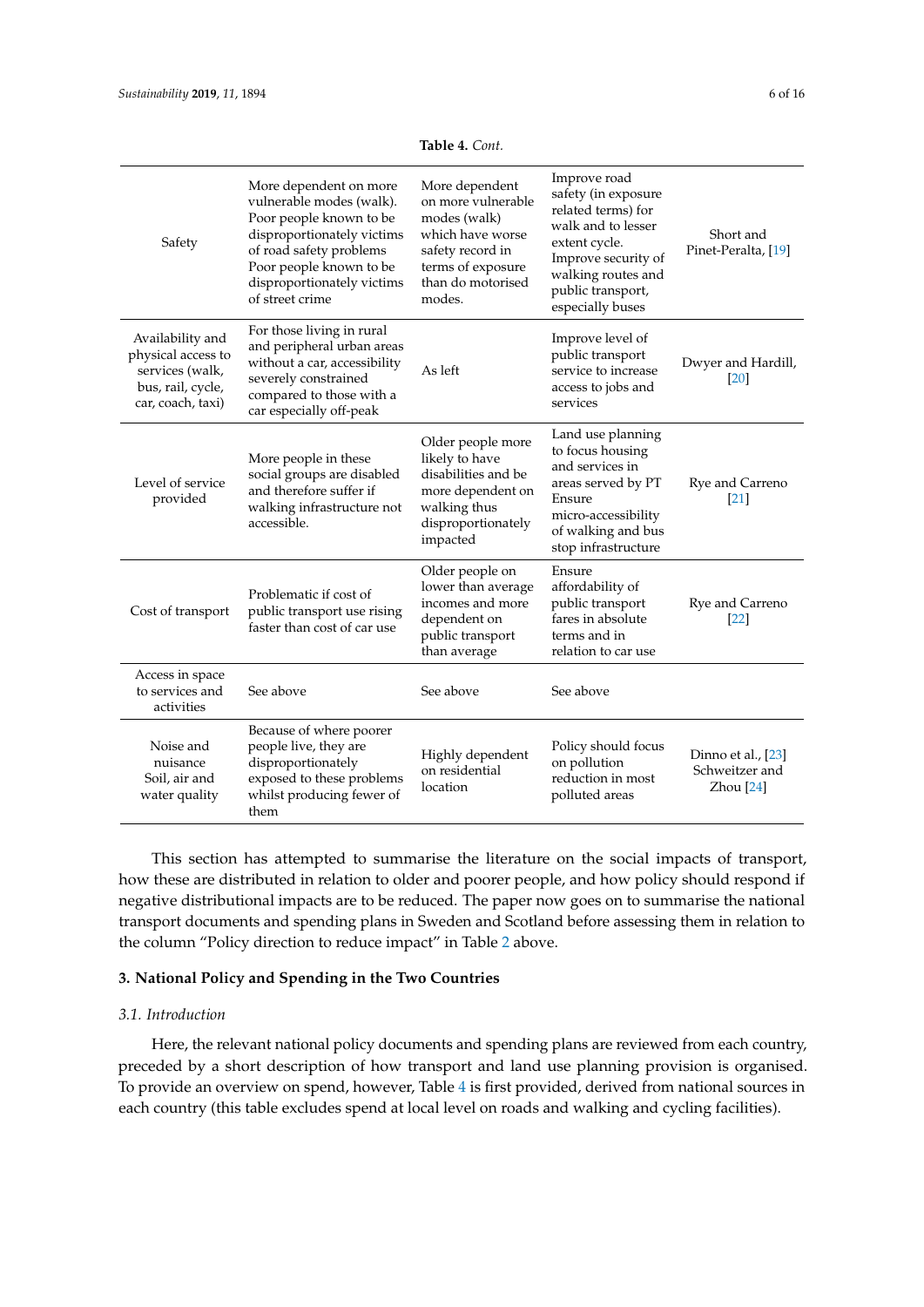**Table 4.** *Cont.*

| | | | | |
|---|---|---|---|---|
| Safety | More dependent on more vulnerable modes (walk). Poor people known to be disproportionately victims of road safety problems Poor people known to be disproportionately victims of street crime | More dependent on more vulnerable modes (walk) which have worse safety record in terms of exposure than do motorised modes. | Improve road safety (in exposure related terms) for walk and to lesser extent cycle. Improve security of walking routes and public transport, especially buses | Short and Pinet-Peralta, [19] |
| Availability and physical access to services (walk, bus, rail, cycle, car, coach, taxi) | For those living in rural and peripheral urban areas without a car, accessibility severely constrained compared to those with a car especially off-peak | As left | Improve level of public transport service to increase access to jobs and services | Dwyer and Hardill, [20] |
| Level of service provided | More people in these social groups are disabled and therefore suffer if walking infrastructure not accessible. | Older people more likely to have disabilities and be more dependent on walking thus disproportionately impacted | Land use planning to focus housing and services in areas served by PT Ensure micro-accessibility of walking and bus stop infrastructure | Rye and Carreno [21] |
| Cost of transport | Problematic if cost of public transport use rising faster than cost of car use | Older people on lower than average incomes and more dependent on public transport than average | Ensure affordability of public transport fares in absolute terms and in relation to car use | Rye and Carreno [22] |
| Access in space to services and activities | See above | See above | See above | |
| Noise and nuisance Soil, air and water quality | Because of where poorer people live, they are disproportionately exposed to these problems whilst producing fewer of them | Highly dependent on residential location | Policy should focus on pollution reduction in most polluted areas | Dinno et al., [23] Schweitzer and Zhou [24] |

This section has attempted to summarise the literature on the social impacts of transport, how these are distributed in relation to older and poorer people, and how policy should respond if negative distributional impacts are to be reduced. The paper now goes on to summarise the national transport documents and spending plans in Sweden and Scotland before assessing them in relation to the column "Policy direction to reduce impact" in Table 2 above.

## 3. National Policy and Spending in the Two Countries

### 3.1. Introduction

Here, the relevant national policy documents and spending plans are reviewed from each country, preceded by a short description of how transport and land use planning provision is organised. To provide an overview on spend, however, Table 4 is first provided, derived from national sources in each country (this table excludes spend at local level on roads and walking and cycling facilities).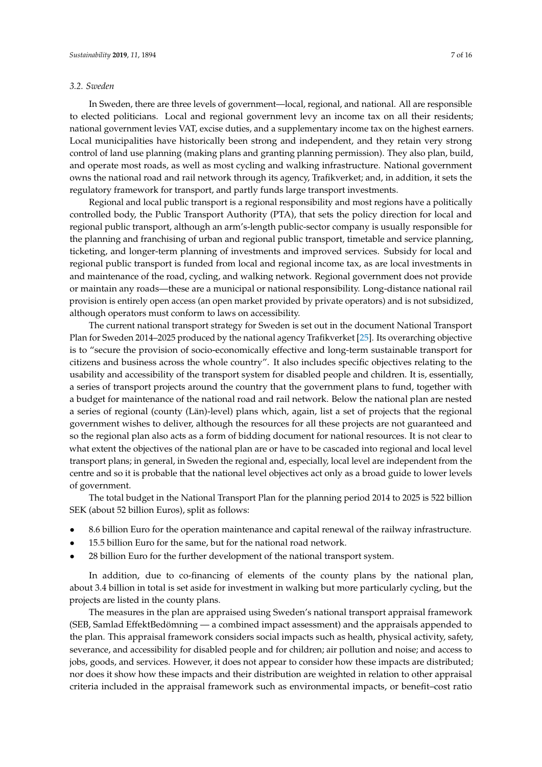### 3.2. Sweden

In Sweden, there are three levels of government—local, regional, and national. All are responsible to elected politicians. Local and regional government levy an income tax on all their residents; national government levies VAT, excise duties, and a supplementary income tax on the highest earners. Local municipalities have historically been strong and independent, and they retain very strong control of land use planning (making plans and granting planning permission). They also plan, build, and operate most roads, as well as most cycling and walking infrastructure. National government owns the national road and rail network through its agency, Trafikverket; and, in addition, it sets the regulatory framework for transport, and partly funds large transport investments.

Regional and local public transport is a regional responsibility and most regions have a politically controlled body, the Public Transport Authority (PTA), that sets the policy direction for local and regional public transport, although an arm's-length public-sector company is usually responsible for the planning and franchising of urban and regional public transport, timetable and service planning, ticketing, and longer-term planning of investments and improved services. Subsidy for local and regional public transport is funded from local and regional income tax, as are local investments in and maintenance of the road, cycling, and walking network. Regional government does not provide or maintain any roads—these are a municipal or national responsibility. Long-distance national rail provision is entirely open access (an open market provided by private operators) and is not subsidized, although operators must conform to laws on accessibility.

The current national transport strategy for Sweden is set out in the document National Transport Plan for Sweden 2014–2025 produced by the national agency Trafikverket [25]. Its overarching objective is to "secure the provision of socio-economically effective and long-term sustainable transport for citizens and business across the whole country". It also includes specific objectives relating to the usability and accessibility of the transport system for disabled people and children. It is, essentially, a series of transport projects around the country that the government plans to fund, together with a budget for maintenance of the national road and rail network. Below the national plan are nested a series of regional (county (Län)-level) plans which, again, list a set of projects that the regional government wishes to deliver, although the resources for all these projects are not guaranteed and so the regional plan also acts as a form of bidding document for national resources. It is not clear to what extent the objectives of the national plan are or have to be cascaded into regional and local level transport plans; in general, in Sweden the regional and, especially, local level are independent from the centre and so it is probable that the national level objectives act only as a broad guide to lower levels of government.

The total budget in the National Transport Plan for the planning period 2014 to 2025 is 522 billion SEK (about 52 billion Euros), split as follows:

- 8.6 billion Euro for the operation maintenance and capital renewal of the railway infrastructure.
- 15.5 billion Euro for the same, but for the national road network.
- 28 billion Euro for the further development of the national transport system.

In addition, due to co-financing of elements of the county plans by the national plan, about 3.4 billion in total is set aside for investment in walking but more particularly cycling, but the projects are listed in the county plans.

The measures in the plan are appraised using Sweden's national transport appraisal framework (SEB, Samlad EffektBedömning — a combined impact assessment) and the appraisals appended to the plan. This appraisal framework considers social impacts such as health, physical activity, safety, severance, and accessibility for disabled people and for children; air pollution and noise; and access to jobs, goods, and services. However, it does not appear to consider how these impacts are distributed; nor does it show how these impacts and their distribution are weighted in relation to other appraisal criteria included in the appraisal framework such as environmental impacts, or benefit–cost ratio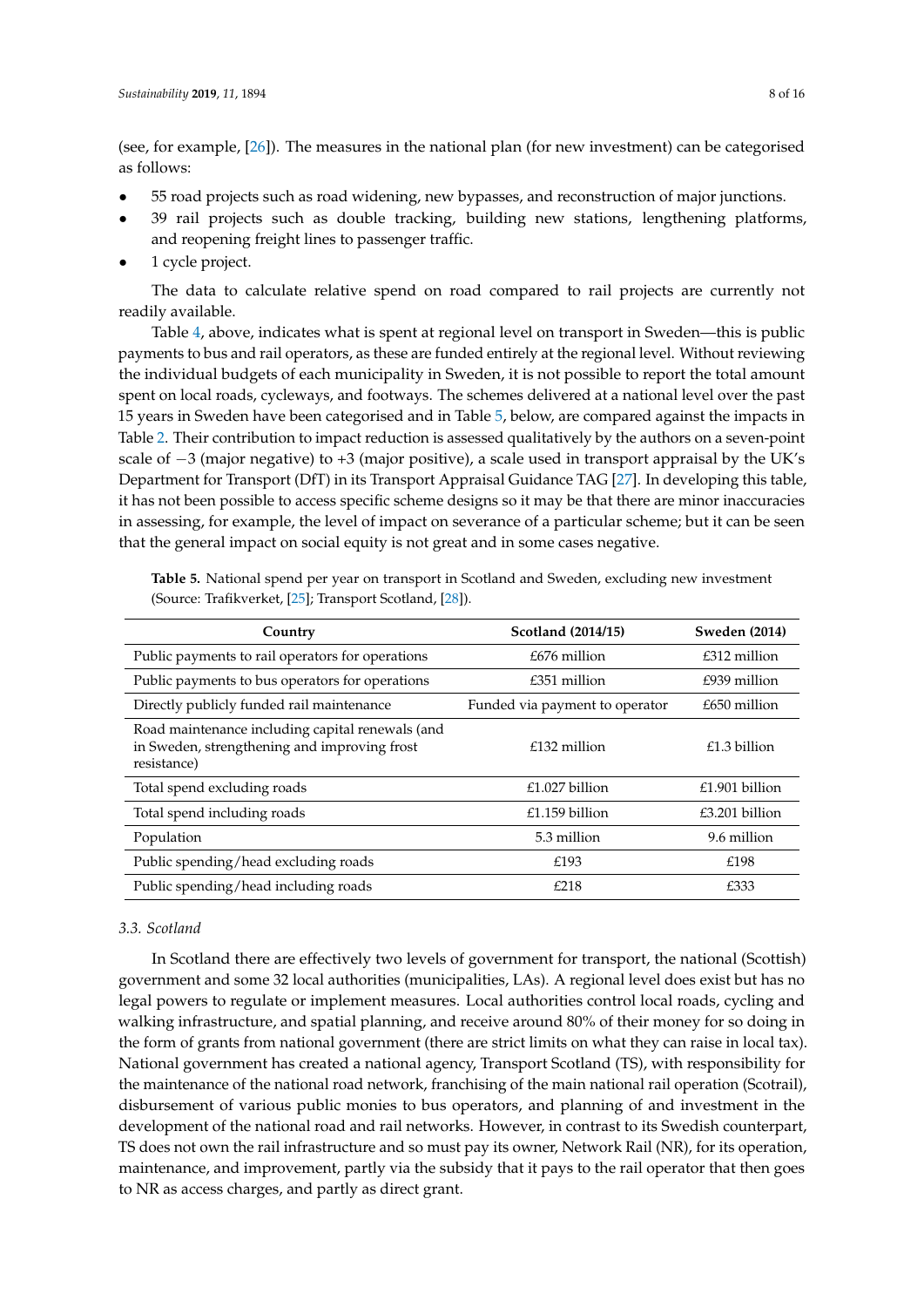(see, for example, [26]). The measures in the national plan (for new investment) can be categorised as follows:

- 55 road projects such as road widening, new bypasses, and reconstruction of major junctions.
- 39 rail projects such as double tracking, building new stations, lengthening platforms, and reopening freight lines to passenger traffic.
- 1 cycle project.

The data to calculate relative spend on road compared to rail projects are currently not readily available.

Table 4, above, indicates what is spent at regional level on transport in Sweden—this is public payments to bus and rail operators, as these are funded entirely at the regional level. Without reviewing the individual budgets of each municipality in Sweden, it is not possible to report the total amount spent on local roads, cycleways, and footways. The schemes delivered at a national level over the past 15 years in Sweden have been categorised and in Table 5, below, are compared against the impacts in Table 2. Their contribution to impact reduction is assessed qualitatively by the authors on a seven-point scale of −3 (major negative) to +3 (major positive), a scale used in transport appraisal by the UK's Department for Transport (DfT) in its Transport Appraisal Guidance TAG [27]. In developing this table, it has not been possible to access specific scheme designs so it may be that there are minor inaccuracies in assessing, for example, the level of impact on severance of a particular scheme; but it can be seen that the general impact on social equity is not great and in some cases negative.

**Table 5.** National spend per year on transport in Scotland and Sweden, excluding new investment (Source: Trafikverket, [25]; Transport Scotland, [28]).

| Country | Scotland (2014/15) | Sweden (2014) |
|---|---|---|
| Public payments to rail operators for operations | £676 million | £312 million |
| Public payments to bus operators for operations | £351 million | £939 million |
| Directly publicly funded rail maintenance | Funded via payment to operator | £650 million |
| Road maintenance including capital renewals (and in Sweden, strengthening and improving frost resistance) | £132 million | £1.3 billion |
| Total spend excluding roads | £1.027 billion | £1.901 billion |
| Total spend including roads | £1.159 billion | £3.201 billion |
| Population | 5.3 million | 9.6 million |
| Public spending/head excluding roads | £193 | £198 |
| Public spending/head including roads | £218 | £333 |

### 3.3. Scotland

In Scotland there are effectively two levels of government for transport, the national (Scottish) government and some 32 local authorities (municipalities, LAs). A regional level does exist but has no legal powers to regulate or implement measures. Local authorities control local roads, cycling and walking infrastructure, and spatial planning, and receive around 80% of their money for so doing in the form of grants from national government (there are strict limits on what they can raise in local tax). National government has created a national agency, Transport Scotland (TS), with responsibility for the maintenance of the national road network, franchising of the main national rail operation (Scotrail), disbursement of various public monies to bus operators, and planning of and investment in the development of the national road and rail networks. However, in contrast to its Swedish counterpart, TS does not own the rail infrastructure and so must pay its owner, Network Rail (NR), for its operation, maintenance, and improvement, partly via the subsidy that it pays to the rail operator that then goes to NR as access charges, and partly as direct grant.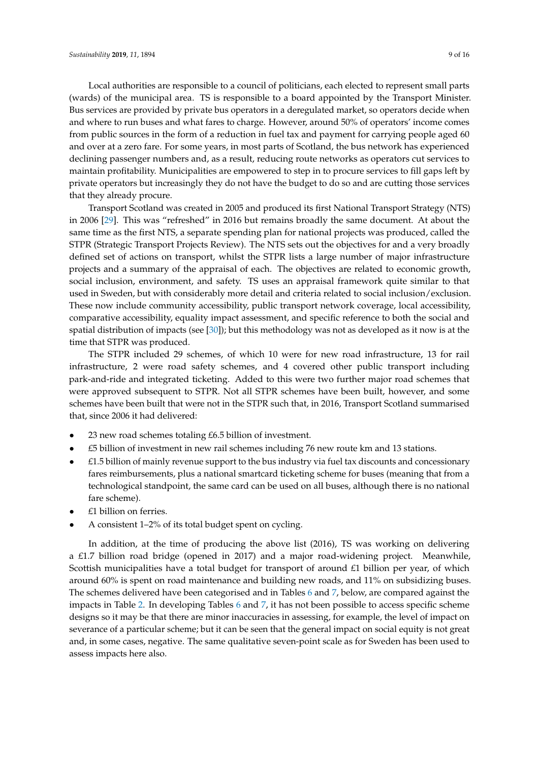Local authorities are responsible to a council of politicians, each elected to represent small parts (wards) of the municipal area. TS is responsible to a board appointed by the Transport Minister. Bus services are provided by private bus operators in a deregulated market, so operators decide when and where to run buses and what fares to charge. However, around 50% of operators' income comes from public sources in the form of a reduction in fuel tax and payment for carrying people aged 60 and over at a zero fare. For some years, in most parts of Scotland, the bus network has experienced declining passenger numbers and, as a result, reducing route networks as operators cut services to maintain profitability. Municipalities are empowered to step in to procure services to fill gaps left by private operators but increasingly they do not have the budget to do so and are cutting those services that they already procure.

Transport Scotland was created in 2005 and produced its first National Transport Strategy (NTS) in 2006 [29]. This was "refreshed" in 2016 but remains broadly the same document. At about the same time as the first NTS, a separate spending plan for national projects was produced, called the STPR (Strategic Transport Projects Review). The NTS sets out the objectives for and a very broadly defined set of actions on transport, whilst the STPR lists a large number of major infrastructure projects and a summary of the appraisal of each. The objectives are related to economic growth, social inclusion, environment, and safety. TS uses an appraisal framework quite similar to that used in Sweden, but with considerably more detail and criteria related to social inclusion/exclusion. These now include community accessibility, public transport network coverage, local accessibility, comparative accessibility, equality impact assessment, and specific reference to both the social and spatial distribution of impacts (see [30]); but this methodology was not as developed as it now is at the time that STPR was produced.

The STPR included 29 schemes, of which 10 were for new road infrastructure, 13 for rail infrastructure, 2 were road safety schemes, and 4 covered other public transport including park-and-ride and integrated ticketing. Added to this were two further major road schemes that were approved subsequent to STPR. Not all STPR schemes have been built, however, and some schemes have been built that were not in the STPR such that, in 2016, Transport Scotland summarised that, since 2006 it had delivered:

- 23 new road schemes totaling £6.5 billion of investment.
- £5 billion of investment in new rail schemes including 76 new route km and 13 stations.
- £1.5 billion of mainly revenue support to the bus industry via fuel tax discounts and concessionary fares reimbursements, plus a national smartcard ticketing scheme for buses (meaning that from a technological standpoint, the same card can be used on all buses, although there is no national fare scheme).
- £1 billion on ferries.
- A consistent 1–2% of its total budget spent on cycling.

In addition, at the time of producing the above list (2016), TS was working on delivering a £1.7 billion road bridge (opened in 2017) and a major road-widening project. Meanwhile, Scottish municipalities have a total budget for transport of around £1 billion per year, of which around 60% is spent on road maintenance and building new roads, and 11% on subsidizing buses. The schemes delivered have been categorised and in Tables 6 and 7, below, are compared against the impacts in Table 2. In developing Tables 6 and 7, it has not been possible to access specific scheme designs so it may be that there are minor inaccuracies in assessing, for example, the level of impact on severance of a particular scheme; but it can be seen that the general impact on social equity is not great and, in some cases, negative. The same qualitative seven-point scale as for Sweden has been used to assess impacts here also.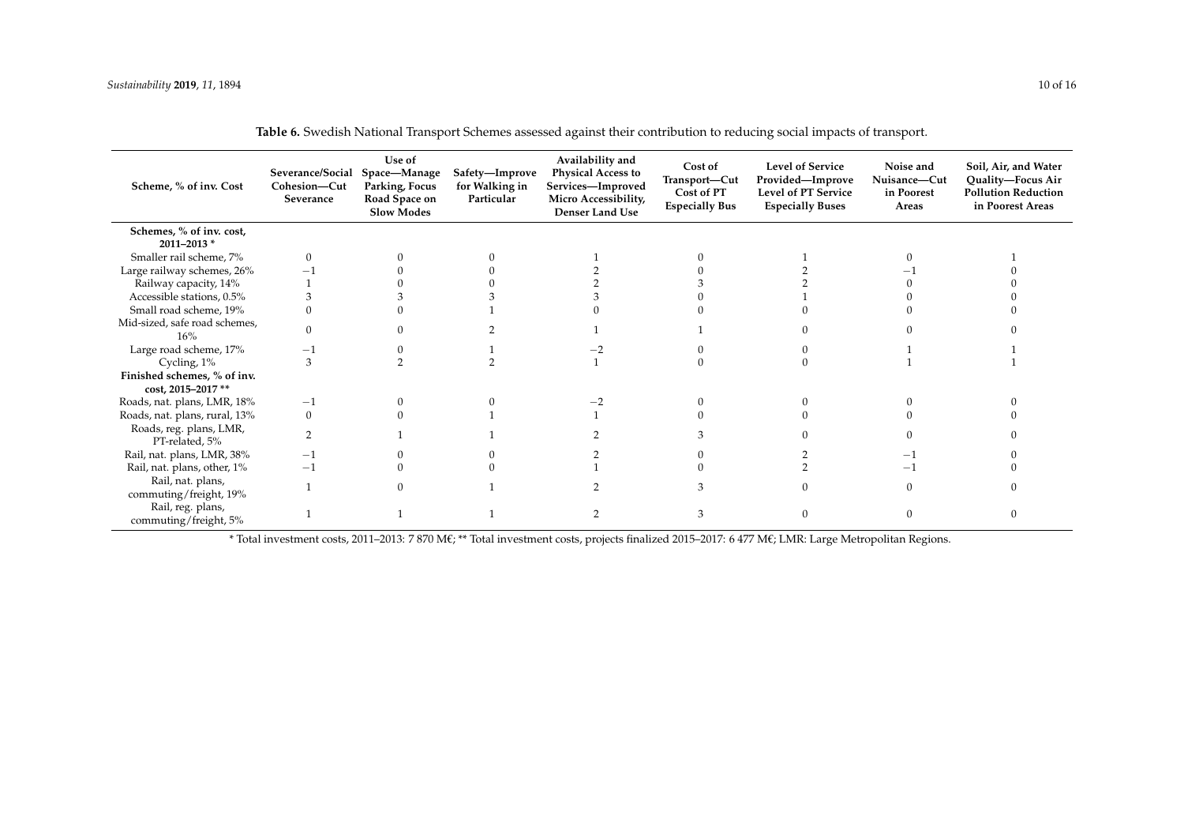**Table 6.** Swedish National Transport Schemes assessed against their contribution to reducing social impacts of transport.

| Scheme, % of inv. Cost | Severance/Social Cohesion—Cut Severance | Use of Space—Manage Parking, Focus Road Space on Slow Modes | Safety—Improve for Walking in Particular | Availability and Physical Access to Services—Improved Micro Accessibility, Denser Land Use | Cost of Transport—Cut Cost of PT Especially Bus | Level of Service Provided—Improve Level of PT Service Especially Buses | Noise and Nuisance—Cut in Poorest Areas | Soil, Air, and Water Quality—Focus Air Pollution Reduction in Poorest Areas |
|---|---|---|---|---|---|---|---|---|
| **Schemes, % of inv. cost, 2011–2013 *** | | | | | | | | |
| Smaller rail scheme, 7% | 0 | 0 | 0 | 1 | 0 | 1 | 0 | 1 |
| Large railway schemes, 26% | −1 | 0 | 0 | 2 | 0 | 2 | −1 | 0 |
| Railway capacity, 14% | 1 | 0 | 0 | 2 | 3 | 2 | 0 | 0 |
| Accessible stations, 0.5% | 3 | 3 | 3 | 3 | 0 | 1 | 0 | 0 |
| Small road scheme, 19% | 0 | 0 | 1 | 0 | 0 | 0 | 0 | 0 |
| Mid-sized, safe road schemes, 16% | 0 | 0 | 2 | 1 | 1 | 0 | 0 | 0 |
| Large road scheme, 17% | −1 | 0 | 1 | −2 | 0 | 0 | 1 | 1 |
| Cycling, 1% | 3 | 2 | 2 | 1 | 0 | 0 | 1 | 1 |
| **Finished schemes, % of inv. cost, 2015–2017 **** | | | | | | | | |
| Roads, nat. plans, LMR, 18% | −1 | 0 | 0 | −2 | 0 | 0 | 0 | 0 |
| Roads, nat. plans, rural, 13% | 0 | 0 | 1 | 1 | 0 | 0 | 0 | 0 |
| Roads, reg. plans, LMR, PT-related, 5% | 2 | 1 | 1 | 2 | 3 | 0 | 0 | 0 |
| Rail, nat. plans, LMR, 38% | −1 | 0 | 0 | 2 | 0 | 2 | −1 | 0 |
| Rail, nat. plans, other, 1% | −1 | 0 | 0 | 1 | 0 | 2 | −1 | 0 |
| Rail, nat. plans, commuting/freight, 19% | 1 | 0 | 1 | 2 | 3 | 0 | 0 | 0 |
| Rail, reg. plans, commuting/freight, 5% | 1 | 1 | 1 | 2 | 3 | 0 | 0 | 0 |

* Total investment costs, 2011–2013: 7 870 M€; ** Total investment costs, projects finalized 2015–2017: 6 477 M€; LMR: Large Metropolitan Regions.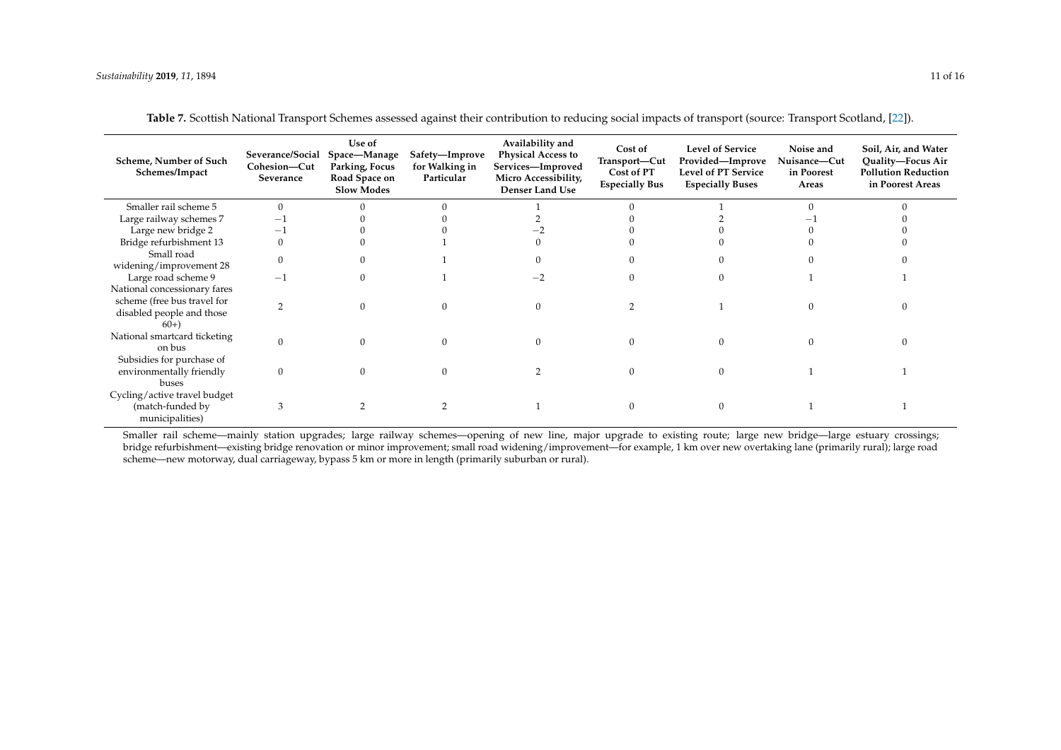**Table 7.** Scottish National Transport Schemes assessed against their contribution to reducing social impacts of transport (source: Transport Scotland, [22]).

| Scheme, Number of Such Schemes/Impact | Severance/Social Cohesion—Cut Severance | Use of Space—Manage Parking, Focus Road Space on Slow Modes | Safety—Improve for Walking in Particular | Availability and Physical Access to Services—Improved Micro Accessibility, Denser Land Use | Cost of Transport—Cut Cost of PT Especially Bus | Level of Service Provided—Improve Level of PT Service Especially Buses | Noise and Nuisance—Cut in Poorest Areas | Soil, Air, and Water Quality—Focus Air Pollution Reduction in Poorest Areas |
|---|---|---|---|---|---|---|---|---|
| Smaller rail scheme 5 | 0 | 0 | 0 | 1 | 0 | 1 | 0 | 0 |
| Large railway schemes 7 | −1 | 0 | 0 | 2 | 0 | 2 | −1 | 0 |
| Large new bridge 2 | −1 | 0 | 0 | −2 | 0 | 0 | 0 | 0 |
| Bridge refurbishment 13 | 0 | 0 | 1 | 0 | 0 | 0 | 0 | 0 |
| Small road widening/improvement 28 | 0 | 0 | 1 | 0 | 0 | 0 | 0 | 0 |
| Large road scheme 9 | −1 | 0 | 1 | −2 | 0 | 0 | 1 | 1 |
| National concessionary fares scheme (free bus travel for disabled people and those 60+) | 2 | 0 | 0 | 0 | 2 | 1 | 0 | 0 |
| National smartcard ticketing on bus | 0 | 0 | 0 | 0 | 0 | 0 | 0 | 0 |
| Subsidies for purchase of environmentally friendly buses | 0 | 0 | 0 | 2 | 0 | 0 | 1 | 1 |
| Cycling/active travel budget (match-funded by municipalities) | 3 | 2 | 2 | 1 | 0 | 0 | 1 | 1 |

Smaller rail scheme—mainly station upgrades; large railway schemes—opening of new line, major upgrade to existing route; large new bridge—large estuary crossings; bridge refurbishment—existing bridge renovation or minor improvement; small road widening/improvement—for example, 1 km over new overtaking lane (primarily rural); large road scheme—new motorway, dual carriageway, bypass 5 km or more in length (primarily suburban or rural).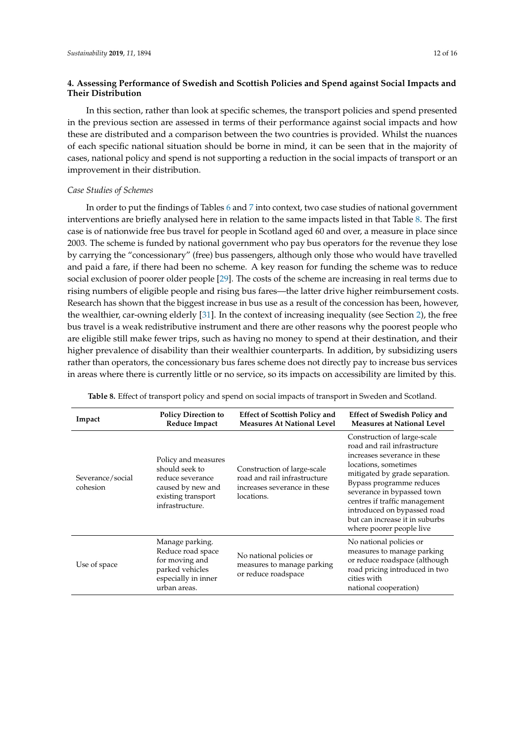## 4. Assessing Performance of Swedish and Scottish Policies and Spend against Social Impacts and Their Distribution

In this section, rather than look at specific schemes, the transport policies and spend presented in the previous section are assessed in terms of their performance against social impacts and how these are distributed and a comparison between the two countries is provided. Whilst the nuances of each specific national situation should be borne in mind, it can be seen that in the majority of cases, national policy and spend is not supporting a reduction in the social impacts of transport or an improvement in their distribution.

### *Case Studies of Schemes*

In order to put the findings of Tables 6 and 7 into context, two case studies of national government interventions are briefly analysed here in relation to the same impacts listed in that Table 8. The first case is of nationwide free bus travel for people in Scotland aged 60 and over, a measure in place since 2003. The scheme is funded by national government who pay bus operators for the revenue they lose by carrying the "concessionary" (free) bus passengers, although only those who would have travelled and paid a fare, if there had been no scheme. A key reason for funding the scheme was to reduce social exclusion of poorer older people [29]. The costs of the scheme are increasing in real terms due to rising numbers of eligible people and rising bus fares—the latter drive higher reimbursement costs. Research has shown that the biggest increase in bus use as a result of the concession has been, however, the wealthier, car-owning elderly [31]. In the context of increasing inequality (see Section 2), the free bus travel is a weak redistributive instrument and there are other reasons why the poorest people who are eligible still make fewer trips, such as having no money to spend at their destination, and their higher prevalence of disability than their wealthier counterparts. In addition, by subsidizing users rather than operators, the concessionary bus fares scheme does not directly pay to increase bus services in areas where there is currently little or no service, so its impacts on accessibility are limited by this.

**Table 8.** Effect of transport policy and spend on social impacts of transport in Sweden and Scotland.

| Impact | Policy Direction to Reduce Impact | Effect of Scottish Policy and Measures At National Level | Effect of Swedish Policy and Measures at National Level |
|---|---|---|---|
| Severance/social cohesion | Policy and measures should seek to reduce severance caused by new and existing transport infrastructure. | Construction of large-scale road and rail infrastructure increases severance in these locations. | Construction of large-scale road and rail infrastructure increases severance in these locations, sometimes mitigated by grade separation. Bypass programme reduces severance in bypassed town centres if traffic management introduced on bypassed road but can increase it in suburbs where poorer people live |
| Use of space | Manage parking. Reduce road space for moving and parked vehicles especially in inner urban areas. | No national policies or measures to manage parking or reduce roadspace | No national policies or measures to manage parking or reduce roadspace (although road pricing introduced in two cities with national cooperation) |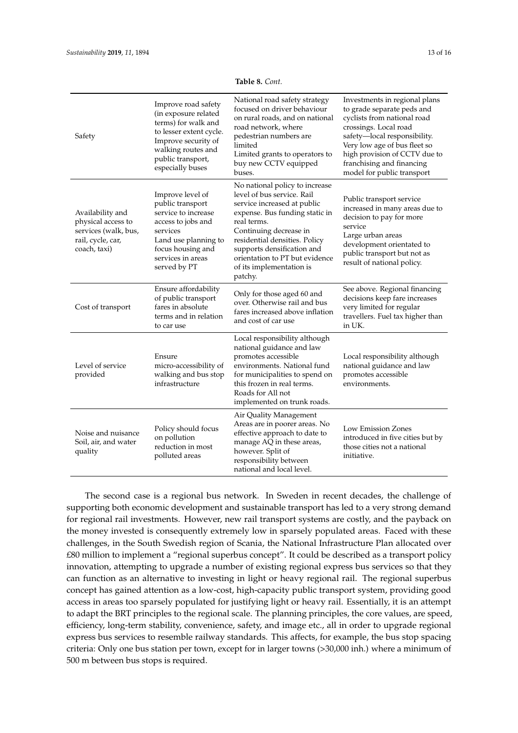**Table 8.** *Cont.*

| | | | |
|---|---|---|---|
| Safety | Improve road safety (in exposure related terms) for walk and to lesser extent cycle. Improve security of walking routes and public transport, especially buses | National road safety strategy focused on driver behaviour on rural roads, and on national road network, where pedestrian numbers are limited<br>Limited grants to operators to buy new CCTV equipped buses. | Investments in regional plans to grade separate peds and cyclists from national road crossings. Local road safety—local responsibility. Very low age of bus fleet so high provision of CCTV due to franchising and financing model for public transport |
| Availability and physical access to services (walk, bus, rail, cycle, car, coach, taxi) | Improve level of public transport service to increase access to jobs and services<br>Land use planning to focus housing and services in areas served by PT | No national policy to increase level of bus service. Rail service increased at public expense. Bus funding static in real terms.<br>Continuing decrease in residential densities. Policy supports densification and orientation to PT but evidence of its implementation is patchy. | Public transport service increased in many areas due to decision to pay for more service<br>Large urban areas development orientated to public transport but not as result of national policy. |
| Cost of transport | Ensure affordability of public transport fares in absolute terms and in relation to car use | Only for those aged 60 and over. Otherwise rail and bus fares increased above inflation and cost of car use | See above. Regional financing decisions keep fare increases very limited for regular travellers. Fuel tax higher than in UK. |
| Level of service provided | Ensure micro-accessibility of walking and bus stop infrastructure | Local responsibility although national guidance and law promotes accessible environments. National fund for municipalities to spend on this frozen in real terms. Roads for All not implemented on trunk roads. | Local responsibility although national guidance and law promotes accessible environments. |
| Noise and nuisance Soil, air, and water quality | Policy should focus on pollution reduction in most polluted areas | Air Quality Management Areas are in poorer areas. No effective approach to date to manage AQ in these areas, however. Split of responsibility between national and local level. | Low Emission Zones introduced in five cities but by those cities not a national initiative. |

The second case is a regional bus network. In Sweden in recent decades, the challenge of supporting both economic development and sustainable transport has led to a very strong demand for regional rail investments. However, new rail transport systems are costly, and the payback on the money invested is consequently extremely low in sparsely populated areas. Faced with these challenges, in the South Swedish region of Scania, the National Infrastructure Plan allocated over £80 million to implement a "regional superbus concept". It could be described as a transport policy innovation, attempting to upgrade a number of existing regional express bus services so that they can function as an alternative to investing in light or heavy regional rail. The regional superbus concept has gained attention as a low-cost, high-capacity public transport system, providing good access in areas too sparsely populated for justifying light or heavy rail. Essentially, it is an attempt to adapt the BRT principles to the regional scale. The planning principles, the core values, are speed, efficiency, long-term stability, convenience, safety, and image etc., all in order to upgrade regional express bus services to resemble railway standards. This affects, for example, the bus stop spacing criteria: Only one bus station per town, except for in larger towns (>30,000 inh.) where a minimum of 500 m between bus stops is required.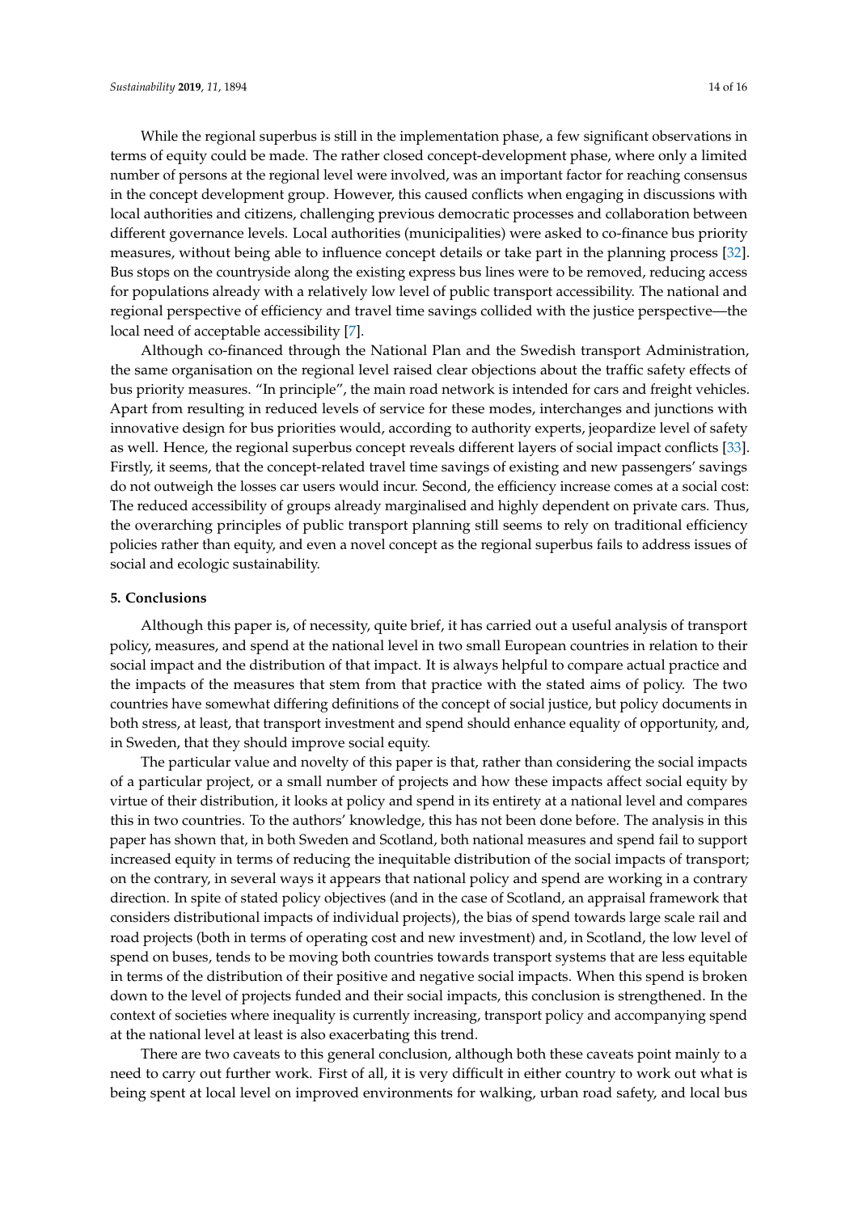While the regional superbus is still in the implementation phase, a few significant observations in terms of equity could be made. The rather closed concept-development phase, where only a limited number of persons at the regional level were involved, was an important factor for reaching consensus in the concept development group. However, this caused conflicts when engaging in discussions with local authorities and citizens, challenging previous democratic processes and collaboration between different governance levels. Local authorities (municipalities) were asked to co-finance bus priority measures, without being able to influence concept details or take part in the planning process [32]. Bus stops on the countryside along the existing express bus lines were to be removed, reducing access for populations already with a relatively low level of public transport accessibility. The national and regional perspective of efficiency and travel time savings collided with the justice perspective—the local need of acceptable accessibility [7].

Although co-financed through the National Plan and the Swedish transport Administration, the same organisation on the regional level raised clear objections about the traffic safety effects of bus priority measures. "In principle", the main road network is intended for cars and freight vehicles. Apart from resulting in reduced levels of service for these modes, interchanges and junctions with innovative design for bus priorities would, according to authority experts, jeopardize level of safety as well. Hence, the regional superbus concept reveals different layers of social impact conflicts [33]. Firstly, it seems, that the concept-related travel time savings of existing and new passengers' savings do not outweigh the losses car users would incur. Second, the efficiency increase comes at a social cost: The reduced accessibility of groups already marginalised and highly dependent on private cars. Thus, the overarching principles of public transport planning still seems to rely on traditional efficiency policies rather than equity, and even a novel concept as the regional superbus fails to address issues of social and ecologic sustainability.

## 5. Conclusions

Although this paper is, of necessity, quite brief, it has carried out a useful analysis of transport policy, measures, and spend at the national level in two small European countries in relation to their social impact and the distribution of that impact. It is always helpful to compare actual practice and the impacts of the measures that stem from that practice with the stated aims of policy. The two countries have somewhat differing definitions of the concept of social justice, but policy documents in both stress, at least, that transport investment and spend should enhance equality of opportunity, and, in Sweden, that they should improve social equity.

The particular value and novelty of this paper is that, rather than considering the social impacts of a particular project, or a small number of projects and how these impacts affect social equity by virtue of their distribution, it looks at policy and spend in its entirety at a national level and compares this in two countries. To the authors' knowledge, this has not been done before. The analysis in this paper has shown that, in both Sweden and Scotland, both national measures and spend fail to support increased equity in terms of reducing the inequitable distribution of the social impacts of transport; on the contrary, in several ways it appears that national policy and spend are working in a contrary direction. In spite of stated policy objectives (and in the case of Scotland, an appraisal framework that considers distributional impacts of individual projects), the bias of spend towards large scale rail and road projects (both in terms of operating cost and new investment) and, in Scotland, the low level of spend on buses, tends to be moving both countries towards transport systems that are less equitable in terms of the distribution of their positive and negative social impacts. When this spend is broken down to the level of projects funded and their social impacts, this conclusion is strengthened. In the context of societies where inequality is currently increasing, transport policy and accompanying spend at the national level at least is also exacerbating this trend.

There are two caveats to this general conclusion, although both these caveats point mainly to a need to carry out further work. First of all, it is very difficult in either country to work out what is being spent at local level on improved environments for walking, urban road safety, and local bus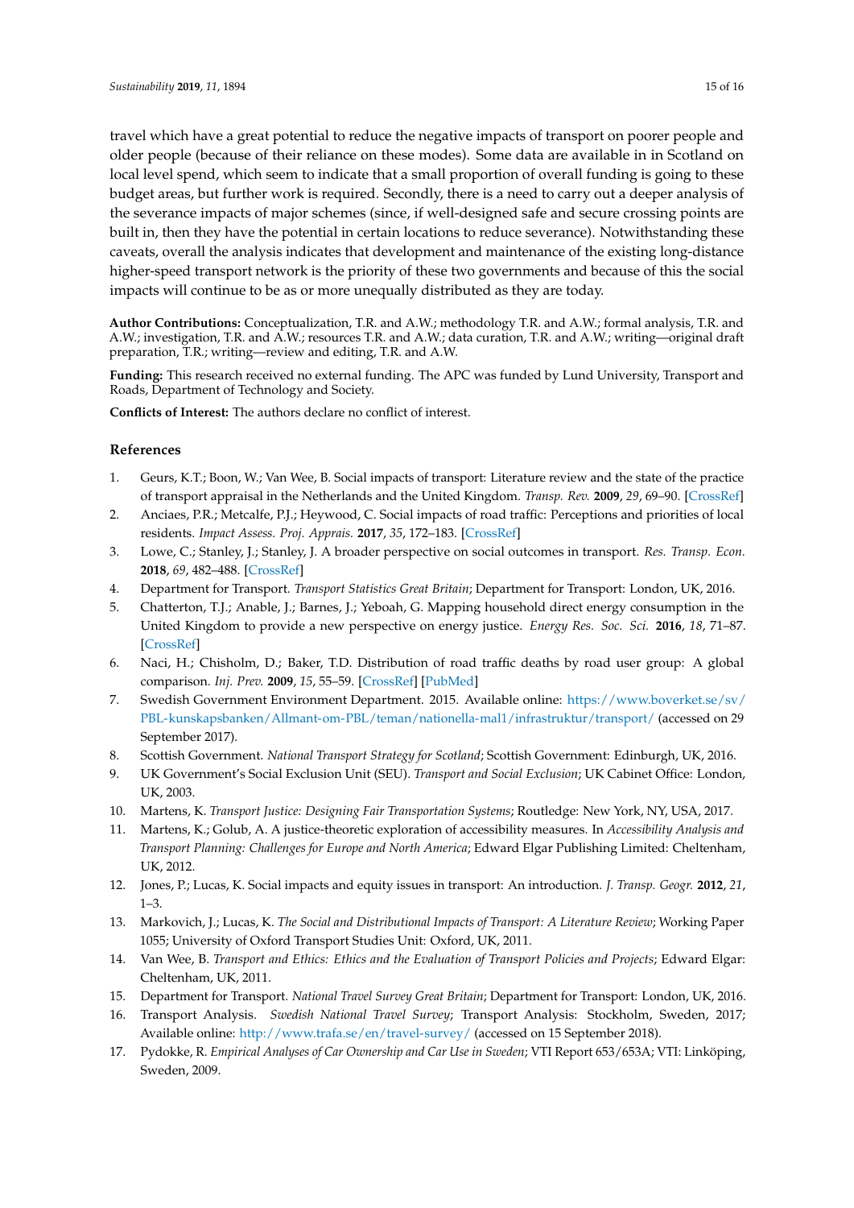travel which have a great potential to reduce the negative impacts of transport on poorer people and older people (because of their reliance on these modes). Some data are available in in Scotland on local level spend, which seem to indicate that a small proportion of overall funding is going to these budget areas, but further work is required. Secondly, there is a need to carry out a deeper analysis of the severance impacts of major schemes (since, if well-designed safe and secure crossing points are built in, then they have the potential in certain locations to reduce severance). Notwithstanding these caveats, overall the analysis indicates that development and maintenance of the existing long-distance higher-speed transport network is the priority of these two governments and because of this the social impacts will continue to be as or more unequally distributed as they are today.

**Author Contributions:** Conceptualization, T.R. and A.W.; methodology T.R. and A.W.; formal analysis, T.R. and A.W.; investigation, T.R. and A.W.; resources T.R. and A.W.; data curation, T.R. and A.W.; writing—original draft preparation, T.R.; writing—review and editing, T.R. and A.W.

**Funding:** This research received no external funding. The APC was funded by Lund University, Transport and Roads, Department of Technology and Society.

**Conflicts of Interest:** The authors declare no conflict of interest.

## References

1. Geurs, K.T.; Boon, W.; Van Wee, B. Social impacts of transport: Literature review and the state of the practice of transport appraisal in the Netherlands and the United Kingdom. *Transp. Rev.* **2009**, *29*, 69–90. [CrossRef]
2. Anciaes, P.R.; Metcalfe, P.J.; Heywood, C. Social impacts of road traffic: Perceptions and priorities of local residents. *Impact Assess. Proj. Apprais.* **2017**, *35*, 172–183. [CrossRef]
3. Lowe, C.; Stanley, J.; Stanley, J. A broader perspective on social outcomes in transport. *Res. Transp. Econ.* **2018**, *69*, 482–488. [CrossRef]
4. Department for Transport. *Transport Statistics Great Britain*; Department for Transport: London, UK, 2016.
5. Chatterton, T.J.; Anable, J.; Barnes, J.; Yeboah, G. Mapping household direct energy consumption in the United Kingdom to provide a new perspective on energy justice. *Energy Res. Soc. Sci.* **2016**, *18*, 71–87. [CrossRef]
6. Naci, H.; Chisholm, D.; Baker, T.D. Distribution of road traffic deaths by road user group: A global comparison. *Inj. Prev.* **2009**, *15*, 55–59. [CrossRef] [PubMed]
7. Swedish Government Environment Department. 2015. Available online: https://www.boverket.se/sv/PBL-kunskapsbanken/Allmant-om-PBL/teman/nationella-mal1/infrastruktur/transport/ (accessed on 29 September 2017).
8. Scottish Government. *National Transport Strategy for Scotland*; Scottish Government: Edinburgh, UK, 2016.
9. UK Government's Social Exclusion Unit (SEU). *Transport and Social Exclusion*; UK Cabinet Office: London, UK, 2003.
10. Martens, K. *Transport Justice: Designing Fair Transportation Systems*; Routledge: New York, NY, USA, 2017.
11. Martens, K.; Golub, A. A justice-theoretic exploration of accessibility measures. In *Accessibility Analysis and Transport Planning: Challenges for Europe and North America*; Edward Elgar Publishing Limited: Cheltenham, UK, 2012.
12. Jones, P.; Lucas, K. Social impacts and equity issues in transport: An introduction. *J. Transp. Geogr.* **2012**, *21*, 1–3.
13. Markovich, J.; Lucas, K. *The Social and Distributional Impacts of Transport: A Literature Review*; Working Paper 1055; University of Oxford Transport Studies Unit: Oxford, UK, 2011.
14. Van Wee, B. *Transport and Ethics: Ethics and the Evaluation of Transport Policies and Projects*; Edward Elgar: Cheltenham, UK, 2011.
15. Department for Transport. *National Travel Survey Great Britain*; Department for Transport: London, UK, 2016.
16. Transport Analysis. *Swedish National Travel Survey*; Transport Analysis: Stockholm, Sweden, 2017; Available online: http://www.trafa.se/en/travel-survey/ (accessed on 15 September 2018).
17. Pydokke, R. *Empirical Analyses of Car Ownership and Car Use in Sweden*; VTI Report 653/653A; VTI: Linköping, Sweden, 2009.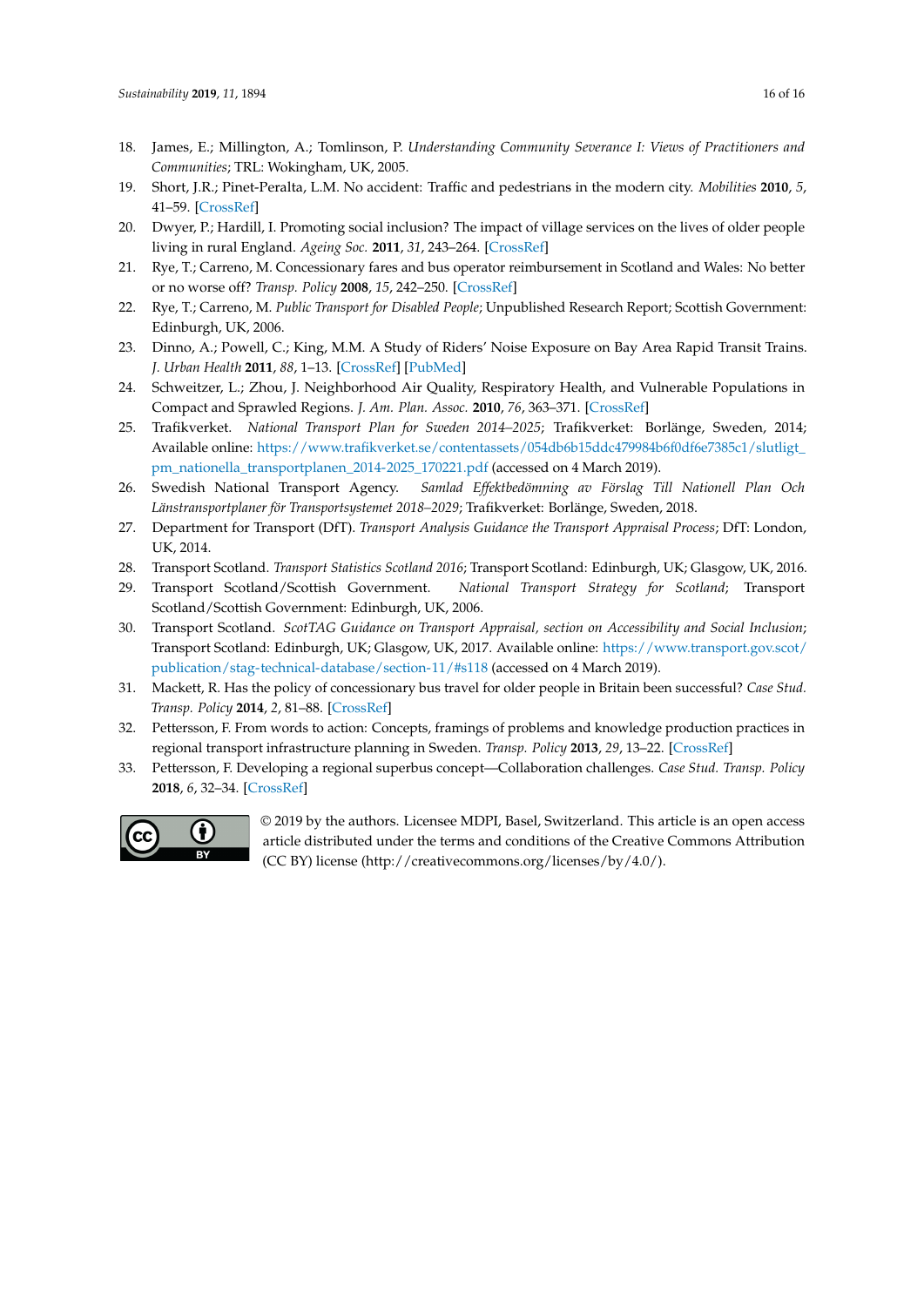18. James, E.; Millington, A.; Tomlinson, P. *Understanding Community Severance I: Views of Practitioners and Communities*; TRL: Wokingham, UK, 2005.
19. Short, J.R.; Pinet-Peralta, L.M. No accident: Traffic and pedestrians in the modern city. *Mobilities* **2010**, *5*, 41–59. [CrossRef]
20. Dwyer, P.; Hardill, I. Promoting social inclusion? The impact of village services on the lives of older people living in rural England. *Ageing Soc.* **2011**, *31*, 243–264. [CrossRef]
21. Rye, T.; Carreno, M. Concessionary fares and bus operator reimbursement in Scotland and Wales: No better or no worse off? *Transp. Policy* **2008**, *15*, 242–250. [CrossRef]
22. Rye, T.; Carreno, M. *Public Transport for Disabled People*; Unpublished Research Report; Scottish Government: Edinburgh, UK, 2006.
23. Dinno, A.; Powell, C.; King, M.M. A Study of Riders' Noise Exposure on Bay Area Rapid Transit Trains. *J. Urban Health* **2011**, *88*, 1–13. [CrossRef] [PubMed]
24. Schweitzer, L.; Zhou, J. Neighborhood Air Quality, Respiratory Health, and Vulnerable Populations in Compact and Sprawled Regions. *J. Am. Plan. Assoc.* **2010**, *76*, 363–371. [CrossRef]
25. Trafikverket. *National Transport Plan for Sweden 2014–2025*; Trafikverket: Borlänge, Sweden, 2014; Available online: https://www.trafikverket.se/contentassets/054db6b15ddc479984b6f0df6e7385c1/slutligt_pm_nationella_transportplanen_2014-2025_170221.pdf (accessed on 4 March 2019).
26. Swedish National Transport Agency. *Samlad Effektbedömning av Förslag Till Nationell Plan Och Länstransportplaner för Transportsystemet 2018–2029*; Trafikverket: Borlänge, Sweden, 2018.
27. Department for Transport (DfT). *Transport Analysis Guidance the Transport Appraisal Process*; DfT: London, UK, 2014.
28. Transport Scotland. *Transport Statistics Scotland 2016*; Transport Scotland: Edinburgh, UK; Glasgow, UK, 2016.
29. Transport Scotland/Scottish Government. *National Transport Strategy for Scotland*; Transport Scotland/Scottish Government: Edinburgh, UK, 2006.
30. Transport Scotland. *ScotTAG Guidance on Transport Appraisal, section on Accessibility and Social Inclusion*; Transport Scotland: Edinburgh, UK; Glasgow, UK, 2017. Available online: https://www.transport.gov.scot/publication/stag-technical-database/section-11/#s118 (accessed on 4 March 2019).
31. Mackett, R. Has the policy of concessionary bus travel for older people in Britain been successful? *Case Stud. Transp. Policy* **2014**, *2*, 81–88. [CrossRef]
32. Pettersson, F. From words to action: Concepts, framings of problems and knowledge production practices in regional transport infrastructure planning in Sweden. *Transp. Policy* **2013**, *29*, 13–22. [CrossRef]
33. Pettersson, F. Developing a regional superbus concept—Collaboration challenges. *Case Stud. Transp. Policy* **2018**, *6*, 32–34. [CrossRef]

© 2019 by the authors. Licensee MDPI, Basel, Switzerland. This article is an open access article distributed under the terms and conditions of the Creative Commons Attribution (CC BY) license (http://creativecommons.org/licenses/by/4.0/).